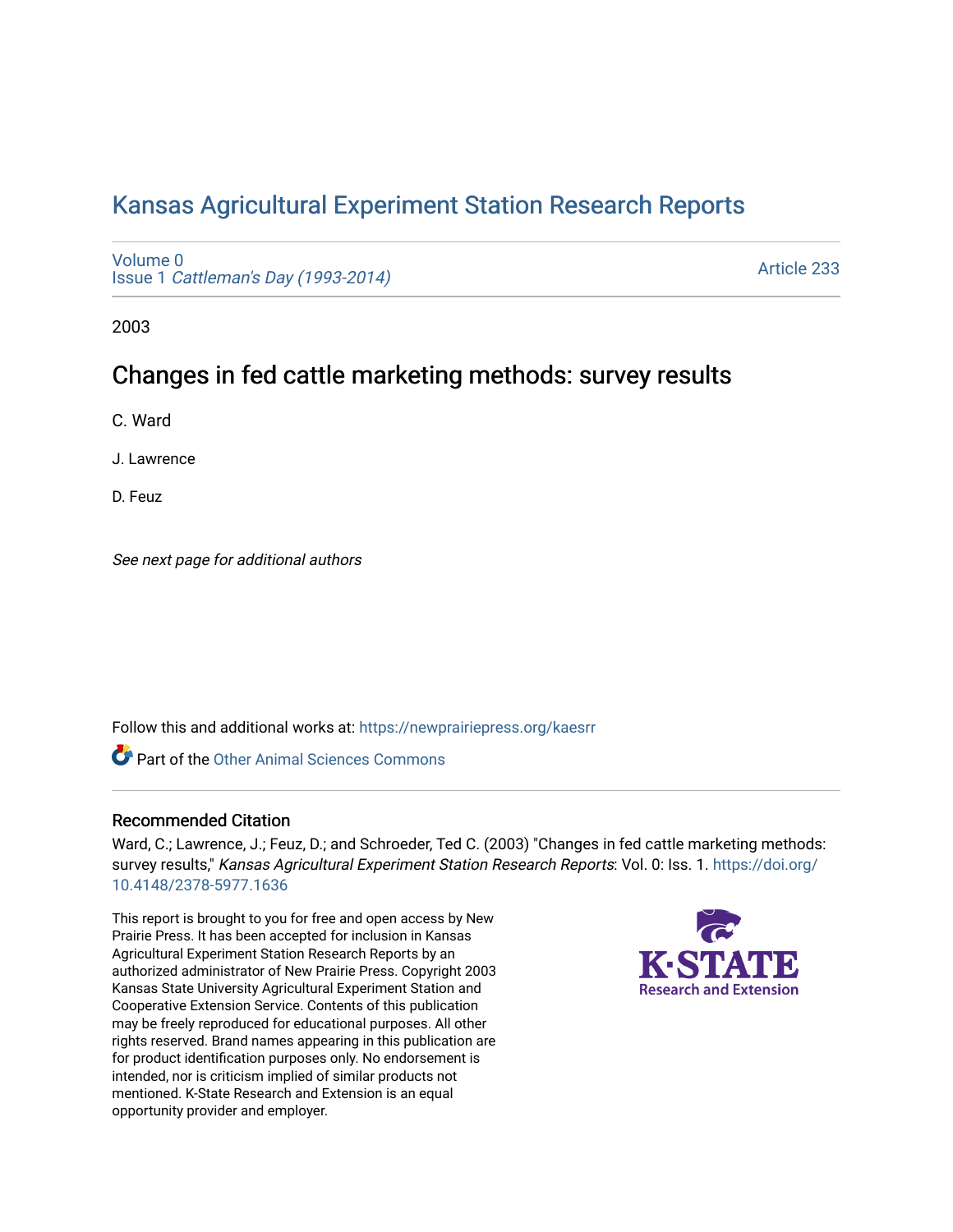# Kansas Agricultural Experiment Station Research Reports

Volume 0
Issue 1 *Cattleman's Day (1993-2014)*

Article 233

2003

## Changes in fed cattle marketing methods: survey results

C. Ward

J. Lawrence

D. Feuz

*See next page for additional authors*

Follow this and additional works at: https://newprairiepress.org/kaesrr

Part of the Other Animal Sciences Commons

### Recommended Citation

Ward, C.; Lawrence, J.; Feuz, D.; and Schroeder, Ted C. (2003) "Changes in fed cattle marketing methods: survey results," *Kansas Agricultural Experiment Station Research Reports*: Vol. 0: Iss. 1. https://doi.org/10.4148/2378-5977.1636

This report is brought to you for free and open access by New Prairie Press. It has been accepted for inclusion in Kansas Agricultural Experiment Station Research Reports by an authorized administrator of New Prairie Press. Copyright 2003 Kansas State University Agricultural Experiment Station and Cooperative Extension Service. Contents of this publication may be freely reproduced for educational purposes. All other rights reserved. Brand names appearing in this publication are for product identification purposes only. No endorsement is intended, nor is criticism implied of similar products not mentioned. K-State Research and Extension is an equal opportunity provider and employer.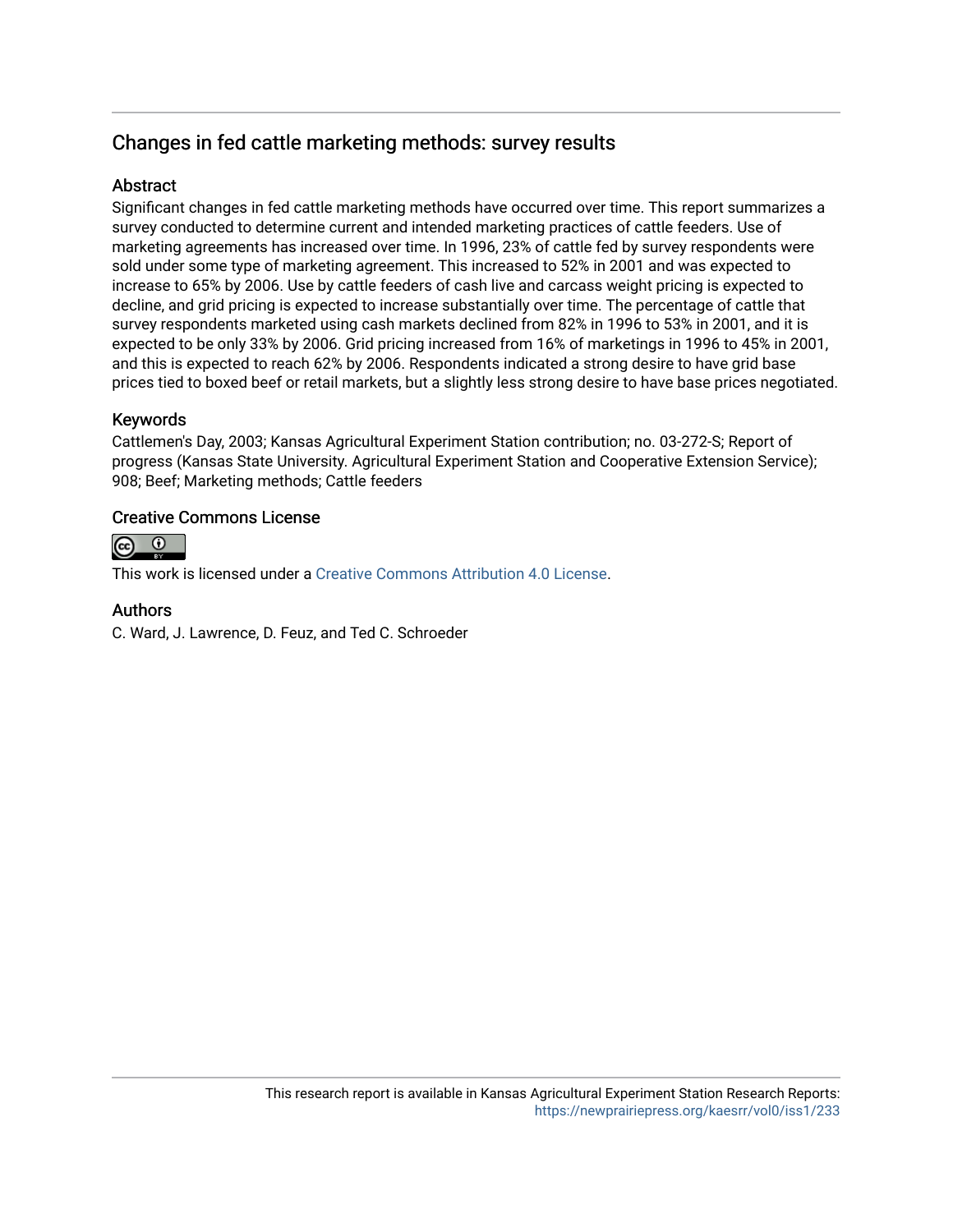## Changes in fed cattle marketing methods: survey results

### Abstract

Significant changes in fed cattle marketing methods have occurred over time. This report summarizes a survey conducted to determine current and intended marketing practices of cattle feeders. Use of marketing agreements has increased over time. In 1996, 23% of cattle fed by survey respondents were sold under some type of marketing agreement. This increased to 52% in 2001 and was expected to increase to 65% by 2006. Use by cattle feeders of cash live and carcass weight pricing is expected to decline, and grid pricing is expected to increase substantially over time. The percentage of cattle that survey respondents marketed using cash markets declined from 82% in 1996 to 53% in 2001, and it is expected to be only 33% by 2006. Grid pricing increased from 16% of marketings in 1996 to 45% in 2001, and this is expected to reach 62% by 2006. Respondents indicated a strong desire to have grid base prices tied to boxed beef or retail markets, but a slightly less strong desire to have base prices negotiated.

### Keywords

Cattlemen's Day, 2003; Kansas Agricultural Experiment Station contribution; no. 03-272-S; Report of progress (Kansas State University. Agricultural Experiment Station and Cooperative Extension Service); 908; Beef; Marketing methods; Cattle feeders

### Creative Commons License

This work is licensed under a Creative Commons Attribution 4.0 License.

### Authors

C. Ward, J. Lawrence, D. Feuz, and Ted C. Schroeder

This research report is available in Kansas Agricultural Experiment Station Research Reports: https://newprairiepress.org/kaesrr/vol0/iss1/233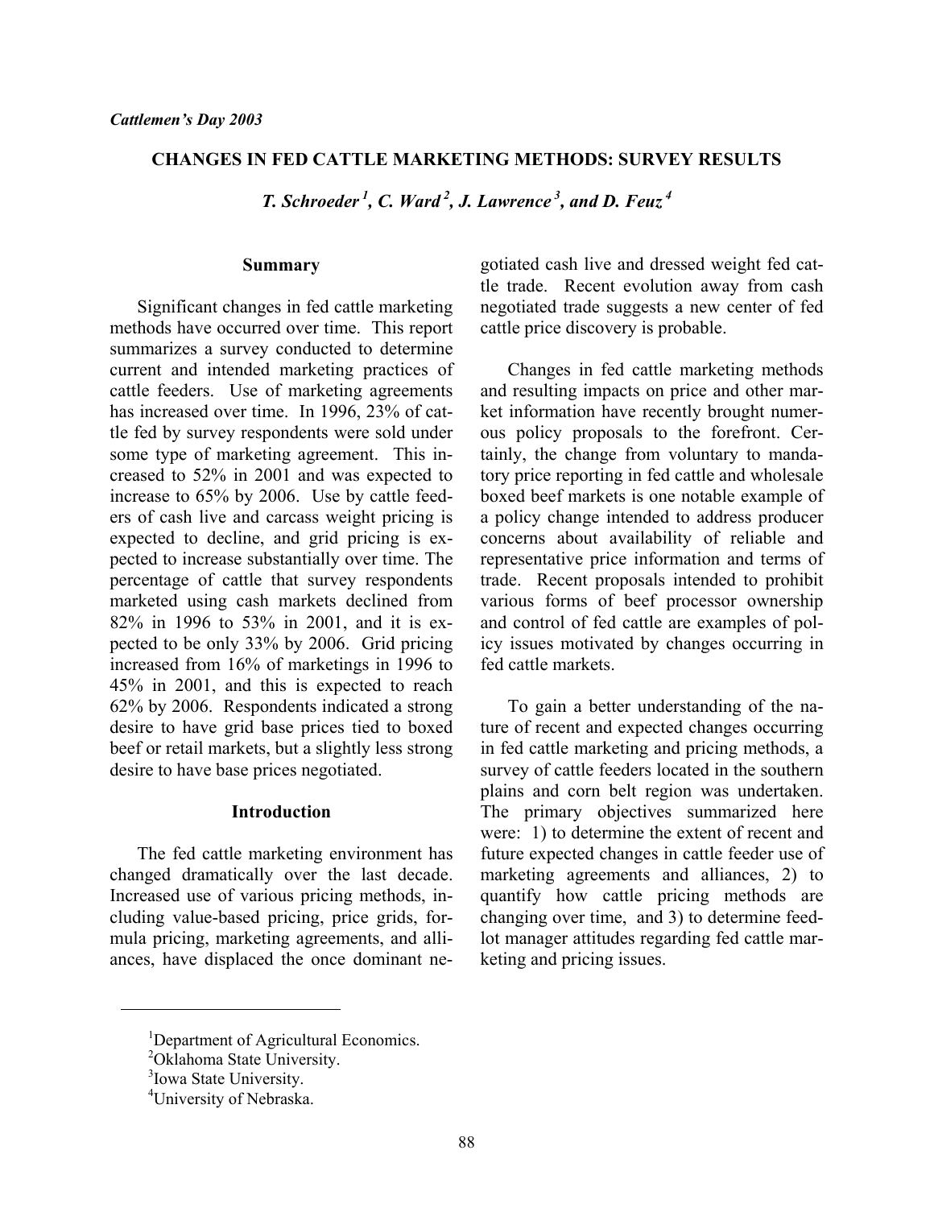*Cattlemen's Day 2003*

# CHANGES IN FED CATTLE MARKETING METHODS: SURVEY RESULTS

***T. Schroeder [1], C. Ward [2], J. Lawrence [3], and D. Feuz [4]***

## Summary

Significant changes in fed cattle marketing methods have occurred over time. This report summarizes a survey conducted to determine current and intended marketing practices of cattle feeders. Use of marketing agreements has increased over time. In 1996, 23% of cattle fed by survey respondents were sold under some type of marketing agreement. This increased to 52% in 2001 and was expected to increase to 65% by 2006. Use by cattle feeders of cash live and carcass weight pricing is expected to decline, and grid pricing is expected to increase substantially over time. The percentage of cattle that survey respondents marketed using cash markets declined from 82% in 1996 to 53% in 2001, and it is expected to be only 33% by 2006. Grid pricing increased from 16% of marketings in 1996 to 45% in 2001, and this is expected to reach 62% by 2006. Respondents indicated a strong desire to have grid base prices tied to boxed beef or retail markets, but a slightly less strong desire to have base prices negotiated.

## Introduction

The fed cattle marketing environment has changed dramatically over the last decade. Increased use of various pricing methods, including value-based pricing, price grids, formula pricing, marketing agreements, and alliances, have displaced the once dominant negotiated cash live and dressed weight fed cattle trade. Recent evolution away from cash negotiated trade suggests a new center of fed cattle price discovery is probable.

Changes in fed cattle marketing methods and resulting impacts on price and other market information have recently brought numerous policy proposals to the forefront. Certainly, the change from voluntary to mandatory price reporting in fed cattle and wholesale boxed beef markets is one notable example of a policy change intended to address producer concerns about availability of reliable and representative price information and terms of trade. Recent proposals intended to prohibit various forms of beef processor ownership and control of fed cattle are examples of policy issues motivated by changes occurring in fed cattle markets.

To gain a better understanding of the nature of recent and expected changes occurring in fed cattle marketing and pricing methods, a survey of cattle feeders located in the southern plains and corn belt region was undertaken. The primary objectives summarized here were: 1) to determine the extent of recent and future expected changes in cattle feeder use of marketing agreements and alliances, 2) to quantify how cattle pricing methods are changing over time, and 3) to determine feedlot manager attitudes regarding fed cattle marketing and pricing issues.

---

[1] Department of Agricultural Economics.
[2] Oklahoma State University.
[3] Iowa State University.
[4] University of Nebraska.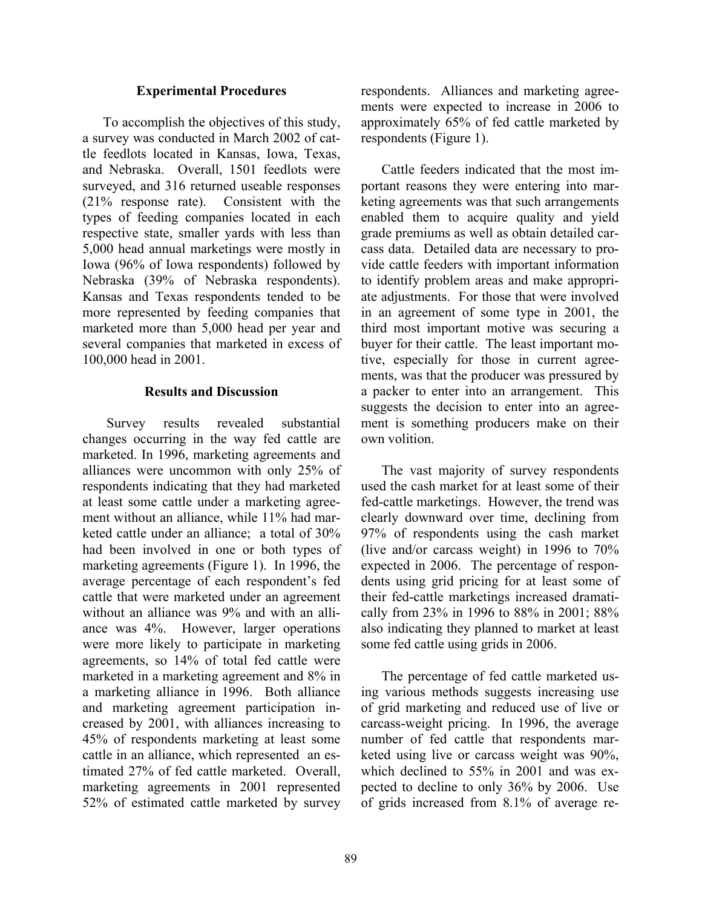## Experimental Procedures

To accomplish the objectives of this study, a survey was conducted in March 2002 of cattle feedlots located in Kansas, Iowa, Texas, and Nebraska. Overall, 1501 feedlots were surveyed, and 316 returned useable responses (21% response rate). Consistent with the types of feeding companies located in each respective state, smaller yards with less than 5,000 head annual marketings were mostly in Iowa (96% of Iowa respondents) followed by Nebraska (39% of Nebraska respondents). Kansas and Texas respondents tended to be more represented by feeding companies that marketed more than 5,000 head per year and several companies that marketed in excess of 100,000 head in 2001.

## Results and Discussion

Survey results revealed substantial changes occurring in the way fed cattle are marketed. In 1996, marketing agreements and alliances were uncommon with only 25% of respondents indicating that they had marketed at least some cattle under a marketing agreement without an alliance, while 11% had marketed cattle under an alliance; a total of 30% had been involved in one or both types of marketing agreements (Figure 1). In 1996, the average percentage of each respondent's fed cattle that were marketed under an agreement without an alliance was 9% and with an alliance was 4%. However, larger operations were more likely to participate in marketing agreements, so 14% of total fed cattle were marketed in a marketing agreement and 8% in a marketing alliance in 1996. Both alliance and marketing agreement participation increased by 2001, with alliances increasing to 45% of respondents marketing at least some cattle in an alliance, which represented an estimated 27% of fed cattle marketed. Overall, marketing agreements in 2001 represented 52% of estimated cattle marketed by survey respondents. Alliances and marketing agreements were expected to increase in 2006 to approximately 65% of fed cattle marketed by respondents (Figure 1).

Cattle feeders indicated that the most important reasons they were entering into marketing agreements was that such arrangements enabled them to acquire quality and yield grade premiums as well as obtain detailed carcass data. Detailed data are necessary to provide cattle feeders with important information to identify problem areas and make appropriate adjustments. For those that were involved in an agreement of some type in 2001, the third most important motive was securing a buyer for their cattle. The least important motive, especially for those in current agreements, was that the producer was pressured by a packer to enter into an arrangement. This suggests the decision to enter into an agreement is something producers make on their own volition.

The vast majority of survey respondents used the cash market for at least some of their fed-cattle marketings. However, the trend was clearly downward over time, declining from 97% of respondents using the cash market (live and/or carcass weight) in 1996 to 70% expected in 2006. The percentage of respondents using grid pricing for at least some of their fed-cattle marketings increased dramatically from 23% in 1996 to 88% in 2001; 88% also indicating they planned to market at least some fed cattle using grids in 2006.

The percentage of fed cattle marketed using various methods suggests increasing use of grid marketing and reduced use of live or carcass-weight pricing. In 1996, the average number of fed cattle that respondents marketed using live or carcass weight was 90%, which declined to 55% in 2001 and was expected to decline to only 36% by 2006. Use of grids increased from 8.1% of average re-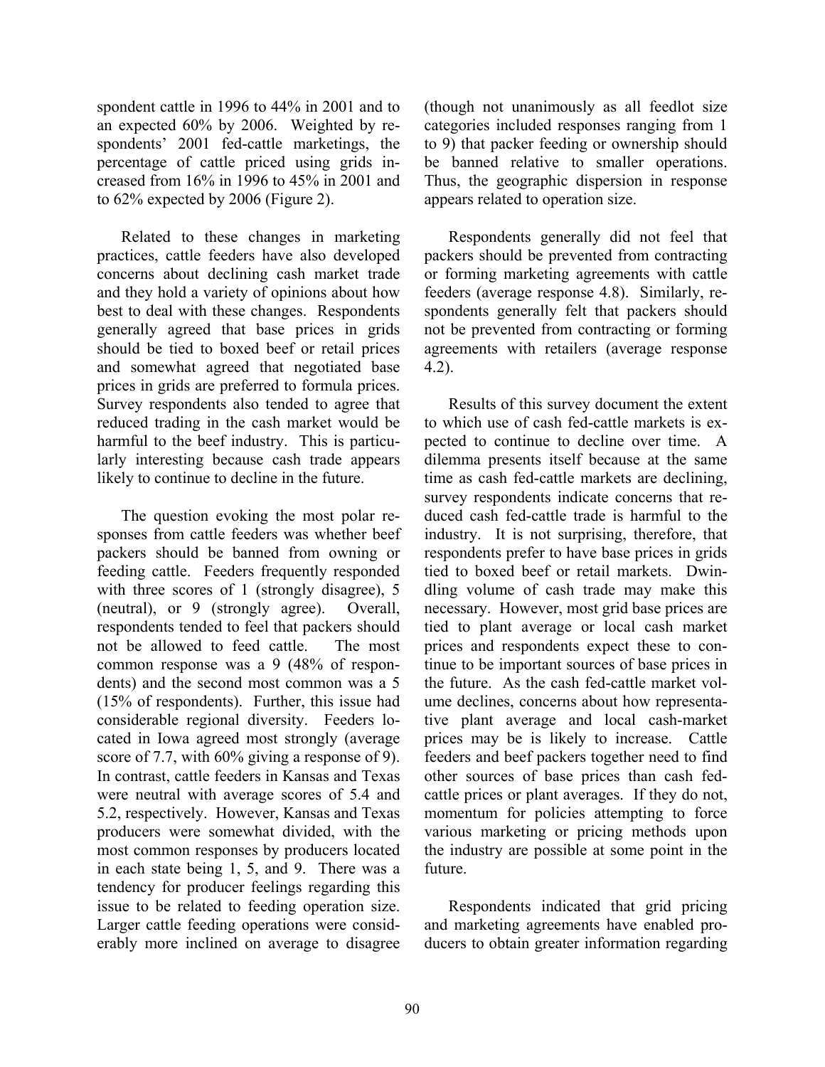spondent cattle in 1996 to 44% in 2001 and to an expected 60% by 2006. Weighted by respondents' 2001 fed-cattle marketings, the percentage of cattle priced using grids increased from 16% in 1996 to 45% in 2001 and to 62% expected by 2006 (Figure 2).

Related to these changes in marketing practices, cattle feeders have also developed concerns about declining cash market trade and they hold a variety of opinions about how best to deal with these changes. Respondents generally agreed that base prices in grids should be tied to boxed beef or retail prices and somewhat agreed that negotiated base prices in grids are preferred to formula prices. Survey respondents also tended to agree that reduced trading in the cash market would be harmful to the beef industry. This is particularly interesting because cash trade appears likely to continue to decline in the future.

The question evoking the most polar responses from cattle feeders was whether beef packers should be banned from owning or feeding cattle. Feeders frequently responded with three scores of 1 (strongly disagree), 5 (neutral), or 9 (strongly agree). Overall, respondents tended to feel that packers should not be allowed to feed cattle. The most common response was a 9 (48% of respondents) and the second most common was a 5 (15% of respondents). Further, this issue had considerable regional diversity. Feeders located in Iowa agreed most strongly (average score of 7.7, with 60% giving a response of 9). In contrast, cattle feeders in Kansas and Texas were neutral with average scores of 5.4 and 5.2, respectively. However, Kansas and Texas producers were somewhat divided, with the most common responses by producers located in each state being 1, 5, and 9. There was a tendency for producer feelings regarding this issue to be related to feeding operation size. Larger cattle feeding operations were considerably more inclined on average to disagree (though not unanimously as all feedlot size categories included responses ranging from 1 to 9) that packer feeding or ownership should be banned relative to smaller operations. Thus, the geographic dispersion in response appears related to operation size.

Respondents generally did not feel that packers should be prevented from contracting or forming marketing agreements with cattle feeders (average response 4.8). Similarly, respondents generally felt that packers should not be prevented from contracting or forming agreements with retailers (average response 4.2).

Results of this survey document the extent to which use of cash fed-cattle markets is expected to continue to decline over time. A dilemma presents itself because at the same time as cash fed-cattle markets are declining, survey respondents indicate concerns that reduced cash fed-cattle trade is harmful to the industry. It is not surprising, therefore, that respondents prefer to have base prices in grids tied to boxed beef or retail markets. Dwindling volume of cash trade may make this necessary. However, most grid base prices are tied to plant average or local cash market prices and respondents expect these to continue to be important sources of base prices in the future. As the cash fed-cattle market volume declines, concerns about how representative plant average and local cash-market prices may be is likely to increase. Cattle feeders and beef packers together need to find other sources of base prices than cash fed-cattle prices or plant averages. If they do not, momentum for policies attempting to force various marketing or pricing methods upon the industry are possible at some point in the future.

Respondents indicated that grid pricing and marketing agreements have enabled producers to obtain greater information regarding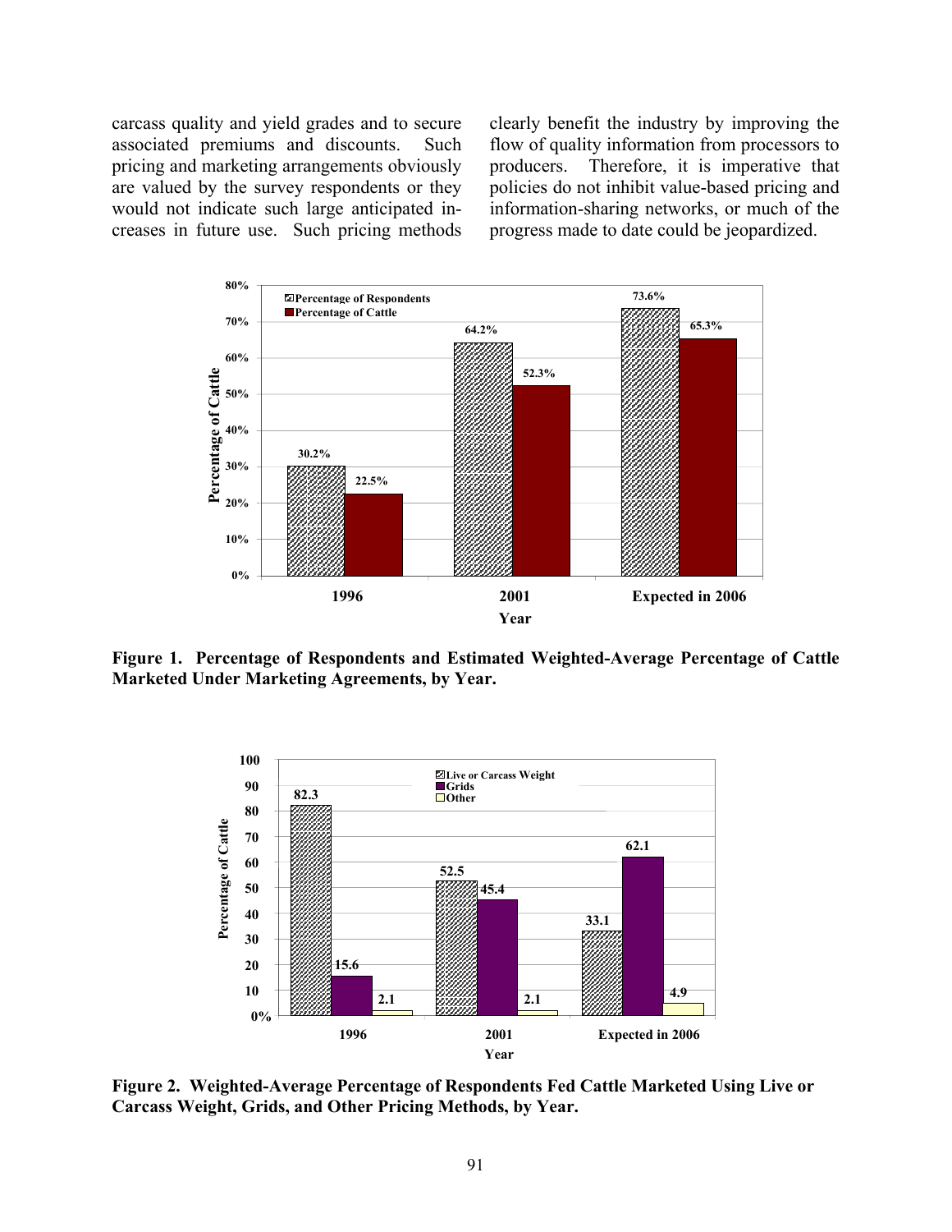carcass quality and yield grades and to secure associated premiums and discounts. Such pricing and marketing arrangements obviously are valued by the survey respondents or they would not indicate such large anticipated increases in future use. Such pricing methods clearly benefit the industry by improving the flow of quality information from processors to producers. Therefore, it is imperative that policies do not inhibit value-based pricing and information-sharing networks, or much of the progress made to date could be jeopardized.

80%
70%
60%
50%
40%
30%
20%
10%
0%

Percentage of Cattle

Percentage of Respondents
Percentage of Cattle

30.2%
22.5%
64.2%
52.3%
73.6%
65.3%

1996
2001
Expected in 2006

Year

**Figure 1. Percentage of Respondents and Estimated Weighted-Average Percentage of Cattle Marketed Under Marketing Agreements, by Year.**

100
90
80
70
60
50
40
30
20
10
0%

Percentage of Cattle

Live or Carcass Weight
Grids
Other

82.3
15.6
2.1
52.5
45.4
2.1
33.1
62.1
4.9

1996
2001
Expected in 2006

Year

**Figure 2. Weighted-Average Percentage of Respondents Fed Cattle Marketed Using Live or Carcass Weight, Grids, and Other Pricing Methods, by Year.**